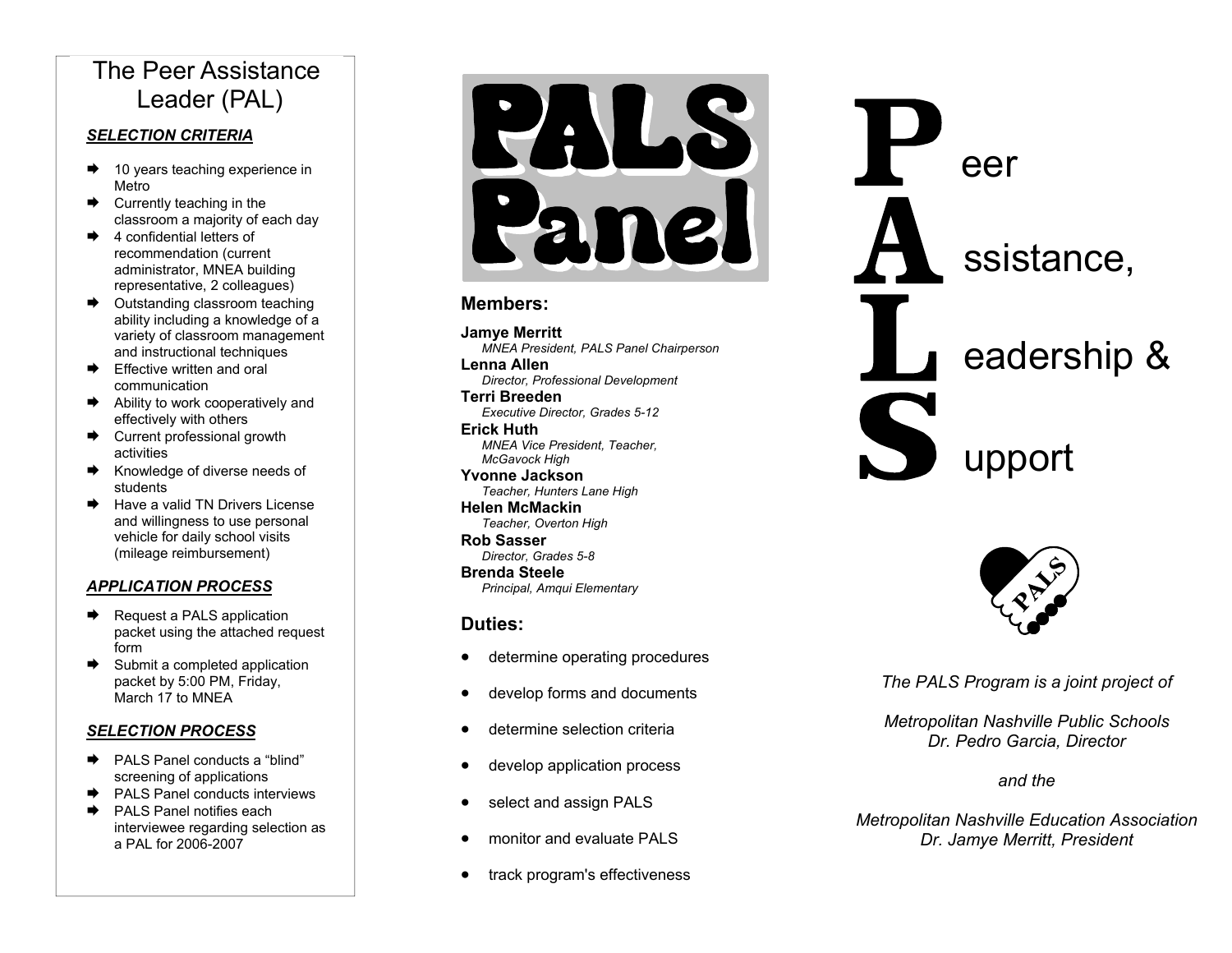# The Peer Assistance Leader (PAL)

### *SELECTION CRITERIA*

- 10 years teaching experience in Metro
- Currently teaching in the classroom a majority of each day
- 4 confidential letters of recommendation (current administrator, MNEA building representative, 2 colleagues)
- Outstanding classroom teaching ability including a knowledge of a variety of classroom management and instructional techniques
- Effective written and oral communication
- Ability to work cooperatively and effectively with others
- Current professional growth activities
- Knowledge of diverse needs of students
- Have a valid TN Drivers License and willingness to use personal vehicle for daily school visits (mileage reimbursement)

### *APPLICATION PROCESS*

- Request a PALS application packet using the attached request form
- Submit a completed application packet by 5:00 PM, Friday, March 17 to MNEA

### *SELECTION PROCESS*

- PALS Panel conducts a "blind" screening of applications
- PALS Panel conducts interviews
- PALS Panel notifies each interviewee regarding selection as a PAL for 2006-2007

# PALS Panel

## Members:

**Jamye Merritt**
*MNEA President, PALS Panel Chairperson*

**Lenna Allen**
*Director, Professional Development*

**Terri Breeden**
*Executive Director, Grades 5-12*

**Erick Huth**
*MNEA Vice President, Teacher, McGavock High*

**Yvonne Jackson**
*Teacher, Hunters Lane High*

**Helen McMackin**
*Teacher, Overton High*

**Rob Sasser**
*Director, Grades 5-8*

**Brenda Steele**
*Principal, Amqui Elementary*

## Duties:

- determine operating procedures
- develop forms and documents
- determine selection criteria
- develop application process
- select and assign PALS
- monitor and evaluate PALS
- track program's effectiveness

# **P**eer **A**ssistance, **L**eadership & **S**upport

*The PALS Program is a joint project of*

*Metropolitan Nashville Public Schools*
*Dr. Pedro Garcia, Director*

*and the*

*Metropolitan Nashville Education Association*
*Dr. Jamye Merritt, President*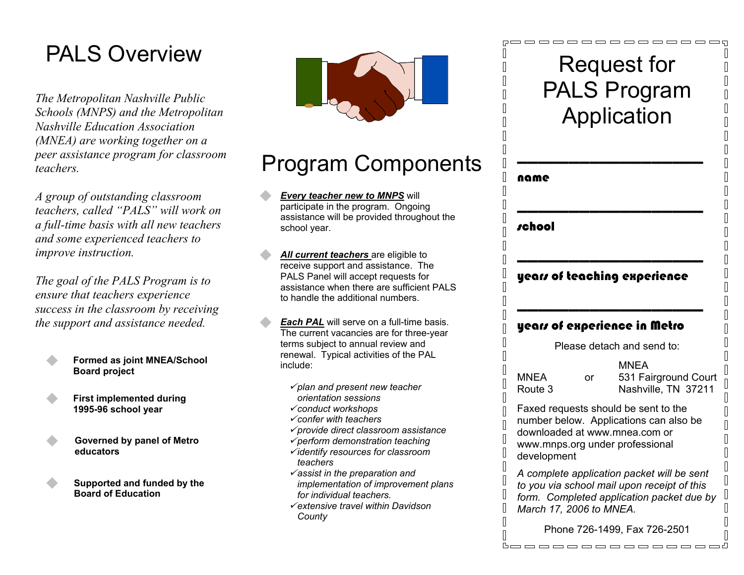# PALS Overview

*The Metropolitan Nashville Public Schools (MNPS) and the Metropolitan Nashville Education Association (MNEA) are working together on a peer assistance program for classroom teachers.*

*A group of outstanding classroom teachers, called "PALS" will work on a full-time basis with all new teachers and some experienced teachers to improve instruction.*

*The goal of the PALS Program is to ensure that teachers experience success in the classroom by receiving the support and assistance needed.*

- **Formed as joint MNEA/School Board project**
- **First implemented during 1995-96 school year**
- **Governed by panel of Metro educators**
- **Supported and funded by the Board of Education**

# Program Components

- ***Every teacher new to MNPS*** will participate in the program. Ongoing assistance will be provided throughout the school year.
- ***All current teachers*** are eligible to receive support and assistance. The PALS Panel will accept requests for assistance when there are sufficient PALS to handle the additional numbers.
- ***Each PAL*** will serve on a full-time basis. The current vacancies are for three-year terms subject to annual review and renewal. Typical activities of the PAL include:
  - ✓*plan and present new teacher orientation sessions*
  - ✓*conduct workshops*
  - ✓*confer with teachers*
  - ✓*provide direct classroom assistance*
  - ✓*perform demonstration teaching*
  - ✓*identify resources for classroom teachers*
  - ✓*assist in the preparation and implementation of improvement plans for individual teachers.*
  - ✓*extensive travel within Davidson County*

# Request for PALS Program Application

______________________
**name**

______________________
**school**

______________________
**years of teaching experience**

______________________
**years of experience in Metro**

Please detach and send to:

MNEA
Route 3

or

MNEA
531 Fairground Court
Nashville, TN 37211

Faxed requests should be sent to the number below. Applications can also be downloaded at www.mnea.com or www.mnps.org under professional development

*A complete application packet will be sent to you via school mail upon receipt of this form. Completed application packet due by March 17, 2006 to MNEA.*

Phone 726-1499, Fax 726-2501